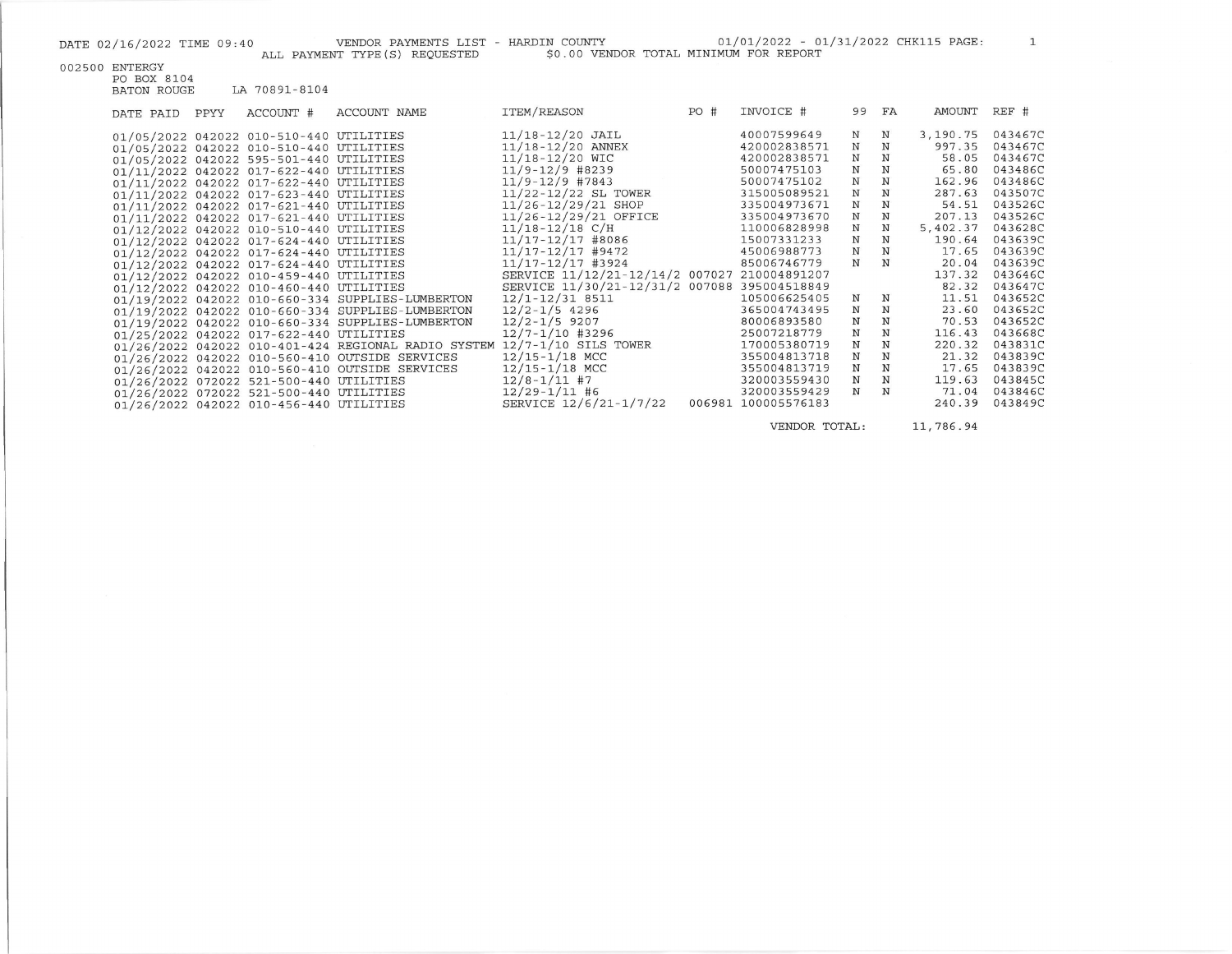DATE 02/16/2022 TIME 09:40 VENDOR PAYMENTS LIST - HARDIN COUNTY 01/01/2022 - 01/31/2022 CHK115 PAGE: 1

ALL PAYMENT TYPE(S) REQUESTED $0.00 VENDOR TOTAL MINIMUM FOR REPORT

002500 ENTERGY
PO BOX 8104
BATON ROUGE LA 70891-8104

| DATE PAID | PPYY | ACCOUNT # | ACCOUNT NAME | ITEM/REASON | PO # | INVOICE # | 99 | FA | AMOUNT | REF # |
|---|---|---|---|---|---|---|---|---|---|---|
| 01/05/2022 | 042022 | 010-510-440 | UTILITIES | 11/18-12/20 JAIL | | 40007599649 | N | N | 3,190.75 | 043467C |
| 01/05/2022 | 042022 | 010-510-440 | UTILITIES | 11/18-12/20 ANNEX | | 420002838571 | N | N | 997.35 | 043467C |
| 01/05/2022 | 042022 | 595-501-440 | UTILITIES | 11/18-12/20 WIC | | 420002838571 | N | N | 58.05 | 043467C |
| 01/11/2022 | 042022 | 017-622-440 | UTILITIES | 11/9-12/9 #8239 | | 50007475103 | N | N | 65.80 | 043486C |
| 01/11/2022 | 042022 | 017-622-440 | UTILITIES | 11/9-12/9 #7843 | | 50007475102 | N | N | 162.96 | 043486C |
| 01/11/2022 | 042022 | 017-623-440 | UTILITIES | 11/22-12/22 SL TOWER | | 315005089521 | N | N | 287.63 | 043507C |
| 01/11/2022 | 042022 | 017-621-440 | UTILITIES | 11/26-12/29/21 SHOP | | 335004973671 | N | N | 54.51 | 043526C |
| 01/11/2022 | 042022 | 017-621-440 | UTILITIES | 11/26-12/29/21 OFFICE | | 335004973670 | N | N | 207.13 | 043526C |
| 01/12/2022 | 042022 | 010-510-440 | UTILITIES | 11/18-12/18 C/H | | 110006828998 | N | N | 5,402.37 | 043628C |
| 01/12/2022 | 042022 | 017-624-440 | UTILITIES | 11/17-12/17 #8086 | | 15007331233 | N | N | 190.64 | 043639C |
| 01/12/2022 | 042022 | 017-624-440 | UTILITIES | 11/17-12/17 #9472 | | 45006988773 | N | N | 17.65 | 043639C |
| 01/12/2022 | 042022 | 017-624-440 | UTILITIES | 11/17-12/17 #3924 | | 85006746779 | N | N | 20.04 | 043639C |
| 01/12/2022 | 042022 | 010-459-440 | UTILITIES | SERVICE 11/12/21-12/14/2 | 007027 | 210004891207 | | | 137.32 | 043646C |
| 01/12/2022 | 042022 | 010-460-440 | UTILITIES | SERVICE 11/30/21-12/31/2 | 007088 | 395004518849 | | | 82.32 | 043647C |
| 01/19/2022 | 042022 | 010-660-334 | SUPPLIES-LUMBERTON | 12/1-12/31 8511 | | 105006625405 | N | N | 11.51 | 043652C |
| 01/19/2022 | 042022 | 010-660-334 | SUPPLIES-LUMBERTON | 12/2-1/5 4296 | | 365004743495 | N | N | 23.60 | 043652C |
| 01/19/2022 | 042022 | 010-660-334 | SUPPLIES-LUMBERTON | 12/2-1/5 9207 | | 80006893580 | N | N | 70.53 | 043652C |
| 01/25/2022 | 042022 | 017-622-440 | UTILITIES | 12/7-1/10 #3296 | | 25007218779 | N | N | 116.43 | 043668C |
| 01/26/2022 | 042022 | 010-401-424 | REGIONAL RADIO SYSTEM | 12/7-1/10 SILS TOWER | | 170005380719 | N | N | 220.32 | 043831C |
| 01/26/2022 | 042022 | 010-560-410 | OUTSIDE SERVICES | 12/15-1/18 MCC | | 355004813718 | N | N | 21.32 | 043839C |
| 01/26/2022 | 042022 | 010-560-410 | OUTSIDE SERVICES | 12/15-1/18 MCC | | 355004813719 | N | N | 17.65 | 043839C |
| 01/26/2022 | 072022 | 521-500-440 | UTILITIES | 12/8-1/11 #7 | | 320003559430 | N | N | 119.63 | 043845C |
| 01/26/2022 | 072022 | 521-500-440 | UTILITIES | 12/29-1/11 #6 | | 320003559429 | N | N | 71.04 | 043846C |
| 01/26/2022 | 042022 | 010-456-440 | UTILITIES | SERVICE 12/6/21-1/7/22 | 006981 | 100005576183 | | | 240.39 | 043849C |
| | | | | | | VENDOR TOTAL: | | | 11,786.94 | |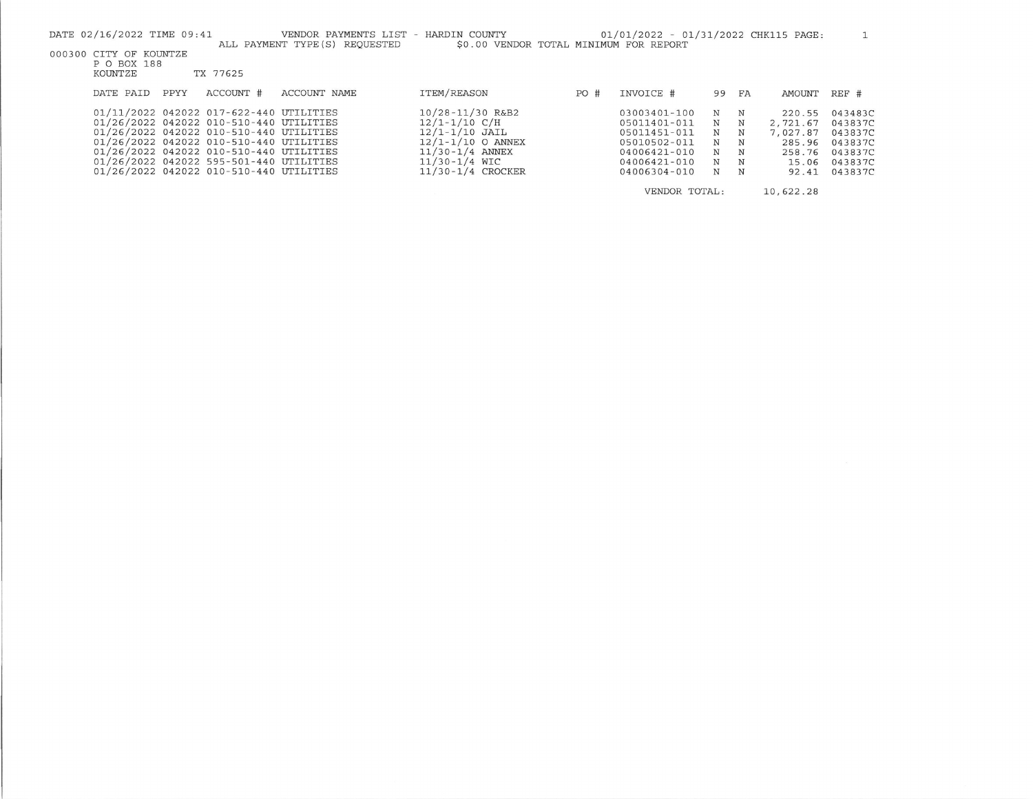DATE 02/16/2022 TIME 09:41 VENDOR PAYMENTS LIST - HARDIN COUNTY 01/01/2022 - 01/31/2022 CHK115 PAGE: 1

ALL PAYMENT TYPE(S) REQUESTED $0.00 VENDOR TOTAL MINIMUM FOR REPORT

000300 CITY OF KOUNTZE
P O BOX 188
KOUNTZE TX 77625

| DATE PAID | PPYY | ACCOUNT # | ACCOUNT NAME | ITEM/REASON | PO # | INVOICE # | 99 | FA | AMOUNT | REF # |
|---|---|---|---|---|---|---|---|---|---|---|
| 01/11/2022 | 042022 | 017-622-440 | UTILITIES | 10/28-11/30 R&B2 | | 03003401-100 | N | N | 220.55 | 043483C |
| 01/26/2022 | 042022 | 010-510-440 | UTILITIES | 12/1-1/10 C/H | | 05011401-011 | N | N | 2,721.67 | 043837C |
| 01/26/2022 | 042022 | 010-510-440 | UTILITIES | 12/1-1/10 JAIL | | 05011451-011 | N | N | 7,027.87 | 043837C |
| 01/26/2022 | 042022 | 010-510-440 | UTILITIES | 12/1-1/10 O ANNEX | | 05010502-011 | N | N | 285.96 | 043837C |
| 01/26/2022 | 042022 | 010-510-440 | UTILITIES | 11/30-1/4 ANNEX | | 04006421-010 | N | N | 258.76 | 043837C |
| 01/26/2022 | 042022 | 595-501-440 | UTILITIES | 11/30-1/4 WIC | | 04006421-010 | N | N | 15.06 | 043837C |
| 01/26/2022 | 042022 | 010-510-440 | UTILITIES | 11/30-1/4 CROCKER | | 04006304-010 | N | N | 92.41 | 043837C |
| | | | | | | VENDOR TOTAL: | | | 10,622.28 | |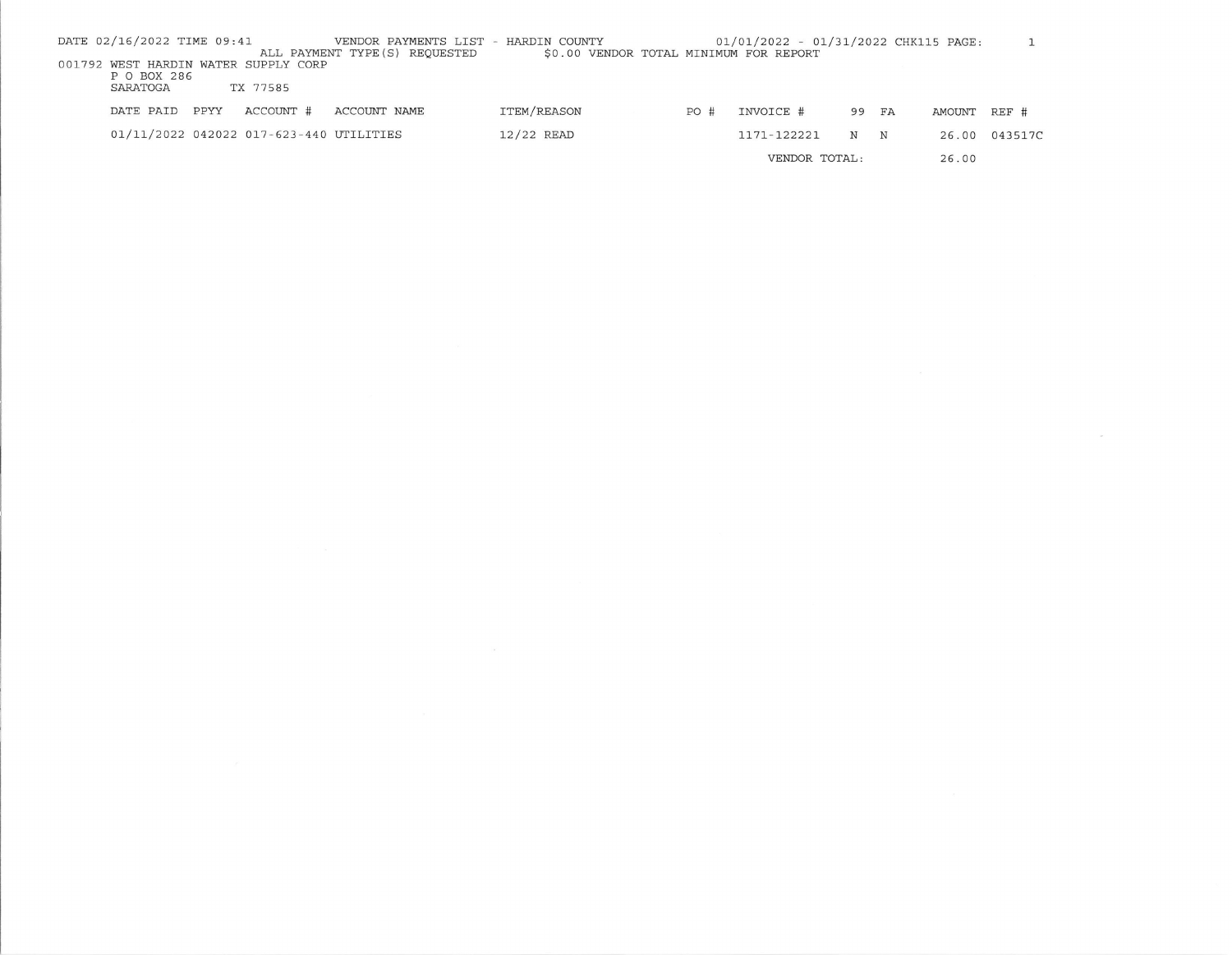DATE 02/16/2022 TIME 09:41 VENDOR PAYMENTS LIST - HARDIN COUNTY 01/01/2022 - 01/31/2022 CHK115

ALL PAYMENT TYPE(S) REQUESTED $0.00 VENDOR TOTAL MINIMUM FOR REPORT

001792 WEST HARDIN WATER SUPPLY CORP
P O BOX 286
SARATOGA TX 77585

| DATE PAID | PPYY | ACCOUNT # | ACCOUNT NAME | ITEM/REASON | PO # | INVOICE # | 99 | FA | AMOUNT | REF # |
|---|---|---|---|---|---|---|---|---|---|---|
| 01/11/2022 | 042022 | 017-623-440 | UTILITIES | 12/22 READ | | 1171-122221 | N | N | 26.00 | 043517C |
| | | | | | | VENDOR TOTAL: | | | 26.00 | |